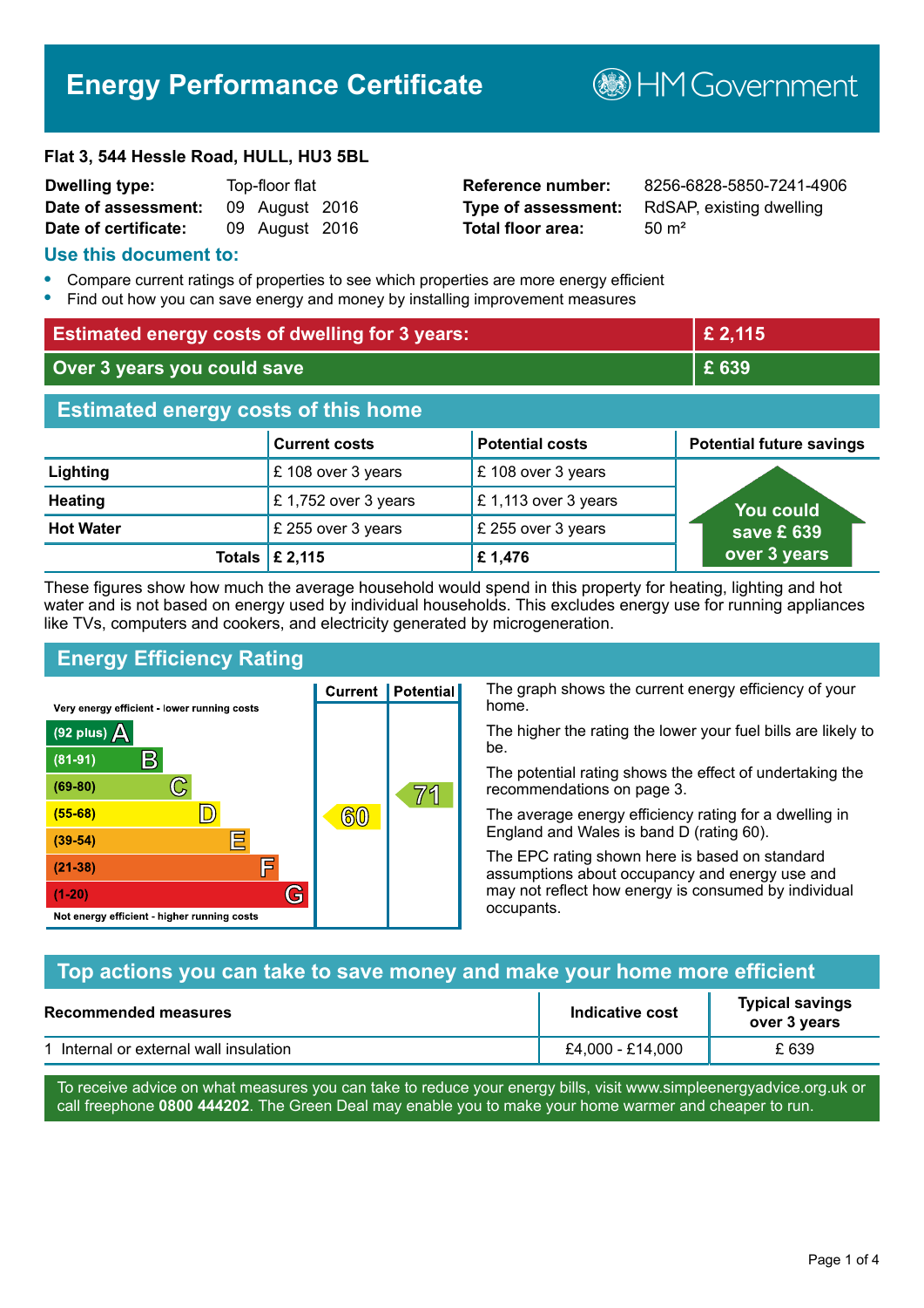# Energy Performance Certificate

HM Government

**Flat 3, 544 Hessle Road, HULL, HU3 5BL**

| | | | |
|---|---|---|---|
| **Dwelling type:** | Top-floor flat | **Reference number:** | 8256-6828-5850-7241-4906 |
| **Date of assessment:** | 09 August 2016 | **Type of assessment:** | RdSAP, existing dwelling |
| **Date of certificate:** | 09 August 2016 | **Total floor area:** | 50 m² |

## Use this document to:

- Compare current ratings of properties to see which properties are more energy efficient
- Find out how you can save energy and money by installing improvement measures

| | |
|---|---|
| **Estimated energy costs of dwelling for 3 years:** | **£ 2,115** |
| **Over 3 years you could save** | **£ 639** |

## Estimated energy costs of this home

| | Current costs | Potential costs | Potential future savings |
|---|---|---|---|
| **Lighting** | £ 108 over 3 years | £ 108 over 3 years | You could save £ 639 over 3 years |
| **Heating** | £ 1,752 over 3 years | £ 1,113 over 3 years | |
| **Hot Water** | £ 255 over 3 years | £ 255 over 3 years | |
| **Totals** | **£ 2,115** | **£ 1,476** | |

These figures show how much the average household would spend in this property for heating, lighting and hot water and is not based on energy used by individual households. This excludes energy use for running appliances like TVs, computers and cookers, and electricity generated by microgeneration.

## Energy Efficiency Rating

Very energy efficient - lower running costs

| Rating | Band | Current | Potential |
|---|---|---|---|
| (92 plus) | A | | |
| (81-91) | B | | |
| (69-80) | C | | 71 |
| (55-68) | D | 60 | |
| (39-54) | E | | |
| (21-38) | F | | |
| (1-20) | G | | |

Not energy efficient - higher running costs

The graph shows the current energy efficiency of your home.

The higher the rating the lower your fuel bills are likely to be.

The potential rating shows the effect of undertaking the recommendations on page 3.

The average energy efficiency rating for a dwelling in England and Wales is band D (rating 60).

The EPC rating shown here is based on standard assumptions about occupancy and energy use and may not reflect how energy is consumed by individual occupants.

## Top actions you can take to save money and make your home more efficient

| Recommended measures | Indicative cost | Typical savings over 3 years |
|---|---|---|
| 1 Internal or external wall insulation | £4,000 - £14,000 | £ 639 |

To receive advice on what measures you can take to reduce your energy bills, visit www.simpleenergyadvice.org.uk or call freephone **0800 444202**. The Green Deal may enable you to make your home warmer and cheaper to run.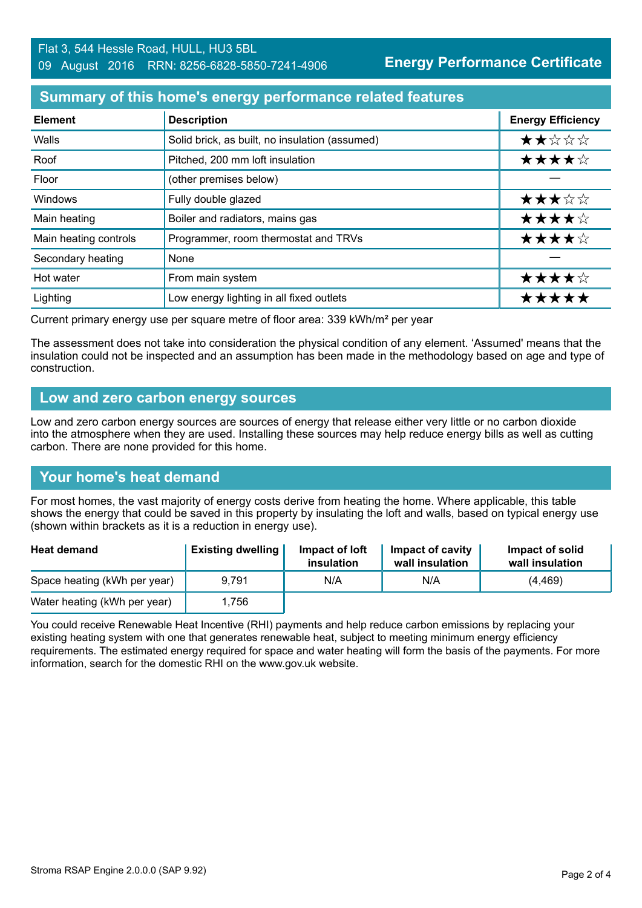Flat 3, 544 Hessle Road, HULL, HU3 5BL
09 August 2016 RRN: 8256-6828-5850-7241-4906

**Energy Performance Certificate**

## Summary of this home's energy performance related features

| Element | Description | Energy Efficiency |
|---|---|---|
| Walls | Solid brick, as built, no insulation (assumed) | ★★☆☆☆ |
| Roof | Pitched, 200 mm loft insulation | ★★★★☆ |
| Floor | (other premises below) | — |
| Windows | Fully double glazed | ★★★☆☆ |
| Main heating | Boiler and radiators, mains gas | ★★★★☆ |
| Main heating controls | Programmer, room thermostat and TRVs | ★★★★☆ |
| Secondary heating | None | — |
| Hot water | From main system | ★★★★☆ |
| Lighting | Low energy lighting in all fixed outlets | ★★★★★ |

Current primary energy use per square metre of floor area: 339 kWh/m² per year

The assessment does not take into consideration the physical condition of any element. 'Assumed' means that the insulation could not be inspected and an assumption has been made in the methodology based on age and type of construction.

## Low and zero carbon energy sources

Low and zero carbon energy sources are sources of energy that release either very little or no carbon dioxide into the atmosphere when they are used. Installing these sources may help reduce energy bills as well as cutting carbon. There are none provided for this home.

## Your home's heat demand

For most homes, the vast majority of energy costs derive from heating the home. Where applicable, this table shows the energy that could be saved in this property by insulating the loft and walls, based on typical energy use (shown within brackets as it is a reduction in energy use).

| Heat demand | Existing dwelling | Impact of loft insulation | Impact of cavity wall insulation | Impact of solid wall insulation |
|---|---|---|---|---|
| Space heating (kWh per year) | 9,791 | N/A | N/A | (4,469) |
| Water heating (kWh per year) | 1,756 | | | |

You could receive Renewable Heat Incentive (RHI) payments and help reduce carbon emissions by replacing your existing heating system with one that generates renewable heat, subject to meeting minimum energy efficiency requirements. The estimated energy required for space and water heating will form the basis of the payments. For more information, search for the domestic RHI on the www.gov.uk website.

Stroma RSAP Engine 2.0.0.0 (SAP 9.92)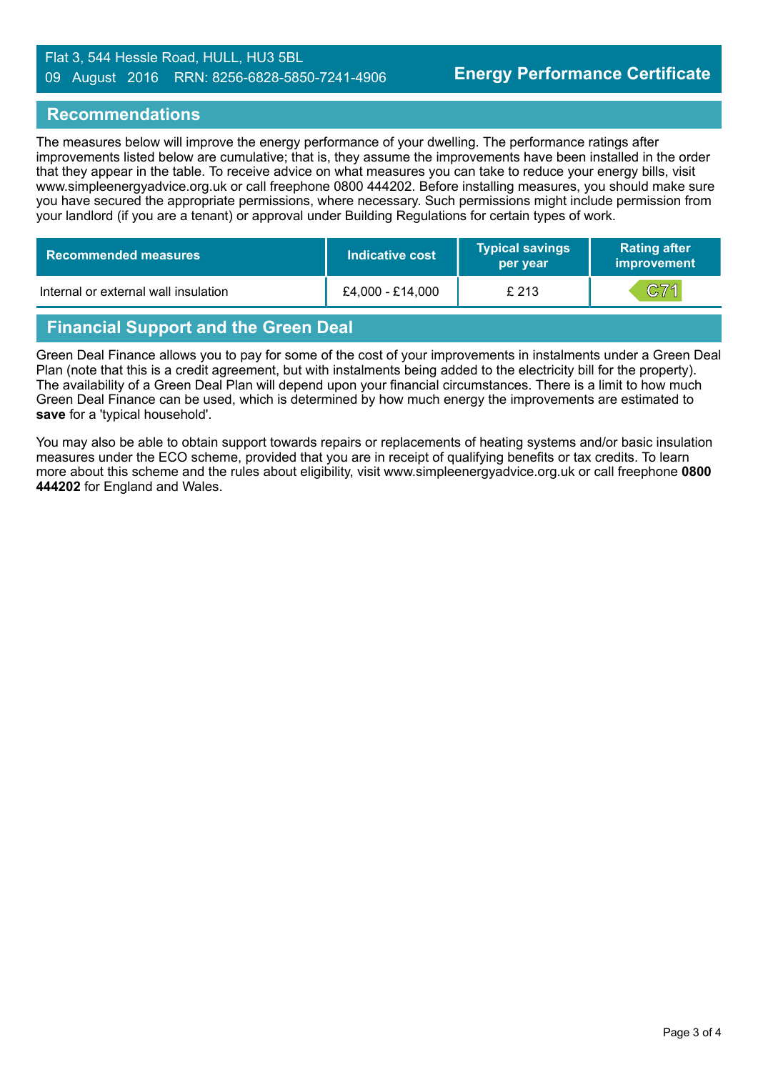## Recommendations

The measures below will improve the energy performance of your dwelling. The performance ratings after improvements listed below are cumulative; that is, they assume the improvements have been installed in the order that they appear in the table. To receive advice on what measures you can take to reduce your energy bills, visit www.simpleenergyadvice.org.uk or call freephone 0800 444202. Before installing measures, you should make sure you have secured the appropriate permissions, where necessary. Such permissions might include permission from your landlord (if you are a tenant) or approval under Building Regulations for certain types of work.

| Recommended measures | Indicative cost | Typical savings per year | Rating after improvement |
|---|---|---|---|
| Internal or external wall insulation | £4,000 - £14,000 | £ 213 | C71 |

## Financial Support and the Green Deal

Green Deal Finance allows you to pay for some of the cost of your improvements in instalments under a Green Deal Plan (note that this is a credit agreement, but with instalments being added to the electricity bill for the property). The availability of a Green Deal Plan will depend upon your financial circumstances. There is a limit to how much Green Deal Finance can be used, which is determined by how much energy the improvements are estimated to **save** for a 'typical household'.

You may also be able to obtain support towards repairs or replacements of heating systems and/or basic insulation measures under the ECO scheme, provided that you are in receipt of qualifying benefits or tax credits. To learn more about this scheme and the rules about eligibility, visit www.simpleenergyadvice.org.uk or call freephone **0800 444202** for England and Wales.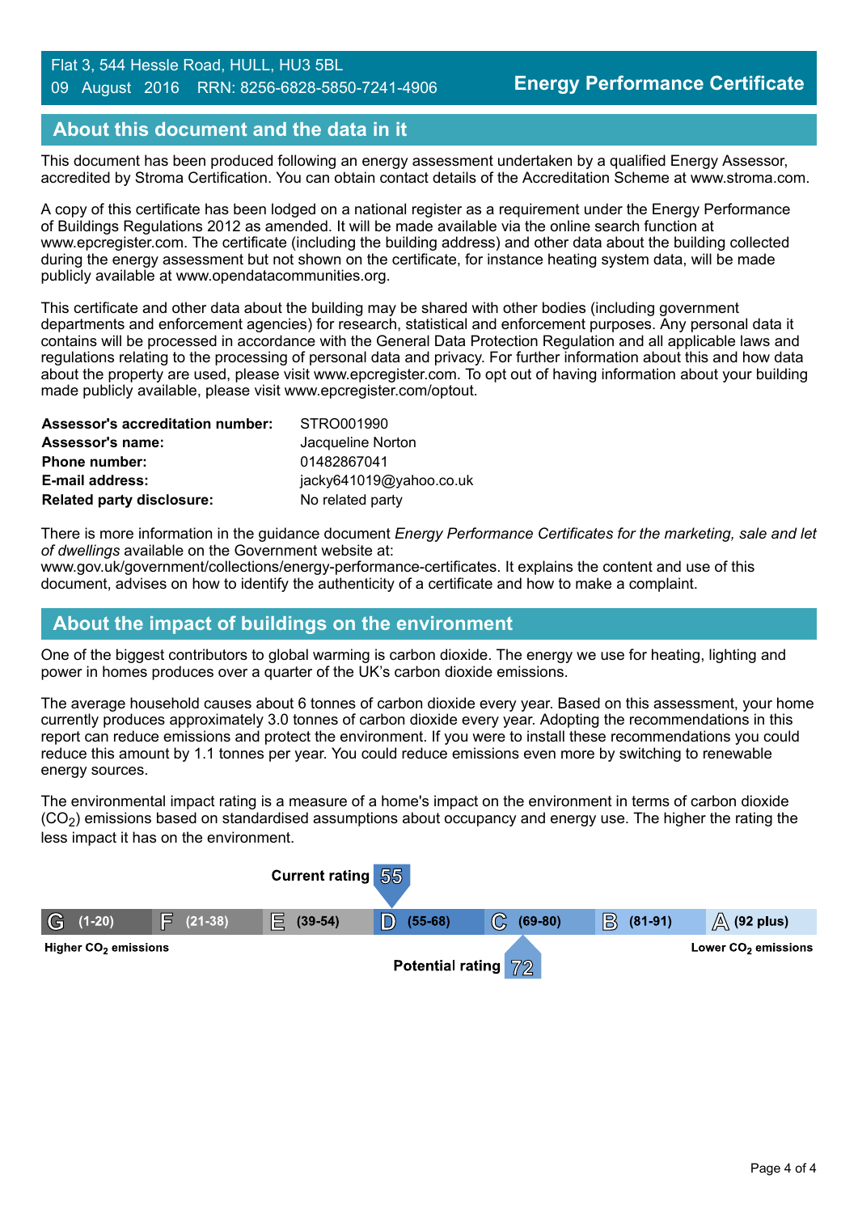Flat 3, 544 Hessle Road, HULL, HU3 5BL
09 August 2016 RRN: 8256-6828-5850-7241-4906

**Energy Performance Certificate**

## About this document and the data in it

This document has been produced following an energy assessment undertaken by a qualified Energy Assessor, accredited by Stroma Certification. You can obtain contact details of the Accreditation Scheme at www.stroma.com.

A copy of this certificate has been lodged on a national register as a requirement under the Energy Performance of Buildings Regulations 2012 as amended. It will be made available via the online search function at www.epcregister.com. The certificate (including the building address) and other data about the building collected during the energy assessment but not shown on the certificate, for instance heating system data, will be made publicly available at www.opendatacommunities.org.

This certificate and other data about the building may be shared with other bodies (including government departments and enforcement agencies) for research, statistical and enforcement purposes. Any personal data it contains will be processed in accordance with the General Data Protection Regulation and all applicable laws and regulations relating to the processing of personal data and privacy. For further information about this and how data about the property are used, please visit www.epcregister.com. To opt out of having information about your building made publicly available, please visit www.epcregister.com/optout.

| | |
|---|---|
| **Assessor's accreditation number:** | STRO001990 |
| **Assessor's name:** | Jacqueline Norton |
| **Phone number:** | 01482867041 |
| **E-mail address:** | jacky641019@yahoo.co.uk |
| **Related party disclosure:** | No related party |

There is more information in the guidance document *Energy Performance Certificates for the marketing, sale and let of dwellings* available on the Government website at: www.gov.uk/government/collections/energy-performance-certificates. It explains the content and use of this document, advises on how to identify the authenticity of a certificate and how to make a complaint.

## About the impact of buildings on the environment

One of the biggest contributors to global warming is carbon dioxide. The energy we use for heating, lighting and power in homes produces over a quarter of the UK's carbon dioxide emissions.

The average household causes about 6 tonnes of carbon dioxide every year. Based on this assessment, your home currently produces approximately 3.0 tonnes of carbon dioxide every year. Adopting the recommendations in this report can reduce emissions and protect the environment. If you were to install these recommendations you could reduce this amount by 1.1 tonnes per year. You could reduce emissions even more by switching to renewable energy sources.

The environmental impact rating is a measure of a home's impact on the environment in terms of carbon dioxide ($CO_2$) emissions based on standardised assumptions about occupancy and energy use. The higher the rating the less impact it has on the environment.

Current rating 55

G (1-20) F (21-38) E (39-54) D (55-68) C (69-80) B (81-91) A (92 plus)

Higher $CO_2$ emissions

Lower $CO_2$ emissions

Potential rating 72